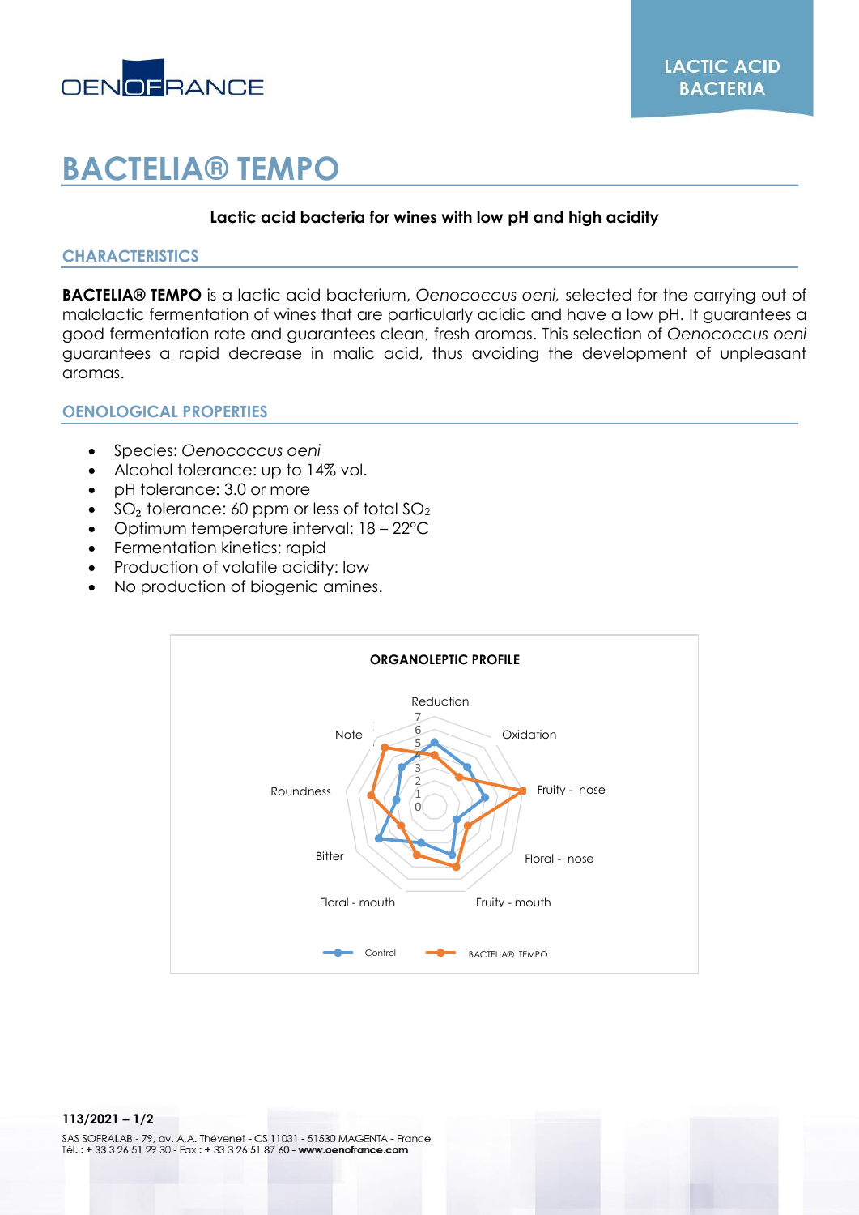LACTIC ACID BACTERIA

# BACTELIA® TEMPO

**Lactic acid bacteria for wines with low pH and high acidity**

## CHARACTERISTICS

**BACTELIA® TEMPO** is a lactic acid bacterium, *Oenococcus oeni,* selected for the carrying out of malolactic fermentation of wines that are particularly acidic and have a low pH. It guarantees a good fermentation rate and guarantees clean, fresh aromas. This selection of *Oenococcus oeni* guarantees a rapid decrease in malic acid, thus avoiding the development of unpleasant aromas.

## OENOLOGICAL PROPERTIES

- Species: *Oenococcus oeni*
- Alcohol tolerance: up to 14% vol.
- pH tolerance: 3.0 or more
- $SO_2$ tolerance: 60 ppm or less of total $SO_2$
- Optimum temperature interval: 18 – 22°C
- Fermentation kinetics: rapid
- Production of volatile acidity: low
- No production of biogenic amines.

**ORGANOLEPTIC PROFILE**

Reduction, Oxidation, Fruity - nose, Floral - nose, Fruity - mouth, Floral - mouth, Bitter, Roundness, Note

Control — BACTELIA® TEMPO

SAS SOFRALAB - 79, av. A.A. Thévenet - CS 11031 - 51530 MAGENTA - France
Tél. : + 33 3 26 51 29 30 - Fax : + 33 3 26 51 87 60 - **www.oenofrance.com**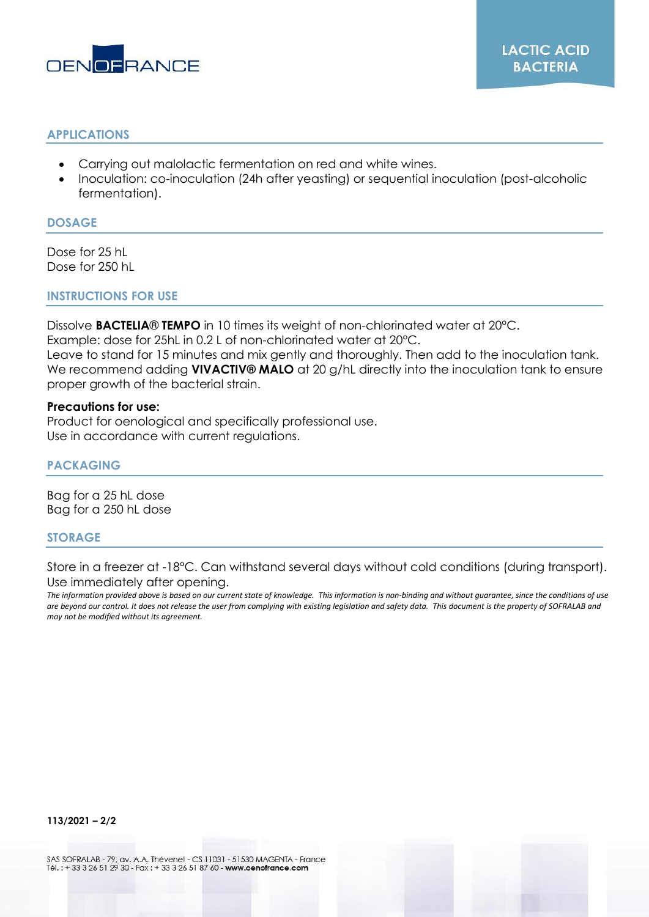## APPLICATIONS

- Carrying out malolactic fermentation on red and white wines.
- Inoculation: co-inoculation (24h after yeasting) or sequential inoculation (post-alcoholic fermentation).

## DOSAGE

Dose for 25 hL
Dose for 250 hL

## INSTRUCTIONS FOR USE

Dissolve **BACTELIA® TEMPO** in 10 times its weight of non-chlorinated water at 20°C.
Example: dose for 25hL in 0.2 L of non-chlorinated water at 20°C.
Leave to stand for 15 minutes and mix gently and thoroughly. Then add to the inoculation tank.
We recommend adding **VIVACTIV® MALO** at 20 g/hL directly into the inoculation tank to ensure proper growth of the bacterial strain.

**Precautions for use:**
Product for oenological and specifically professional use.
Use in accordance with current regulations.

## PACKAGING

Bag for a 25 hL dose
Bag for a 250 hL dose

## STORAGE

Store in a freezer at -18°C. Can withstand several days without cold conditions (during transport).
Use immediately after opening.

*The information provided above is based on our current state of knowledge. This information is non-binding and without guarantee, since the conditions of use are beyond our control. It does not release the user from complying with existing legislation and safety data. This document is the property of SOFRALAB and may not be modified without its agreement.*

**113/2021**

SAS SOFRALAB - 79, av. A.A. Thévenet - CS 11031 - 51530 MAGENTA - France
Tél. : + 33 3 26 51 29 30 - Fax : + 33 3 26 51 87 60 - **www.oenofrance.com**